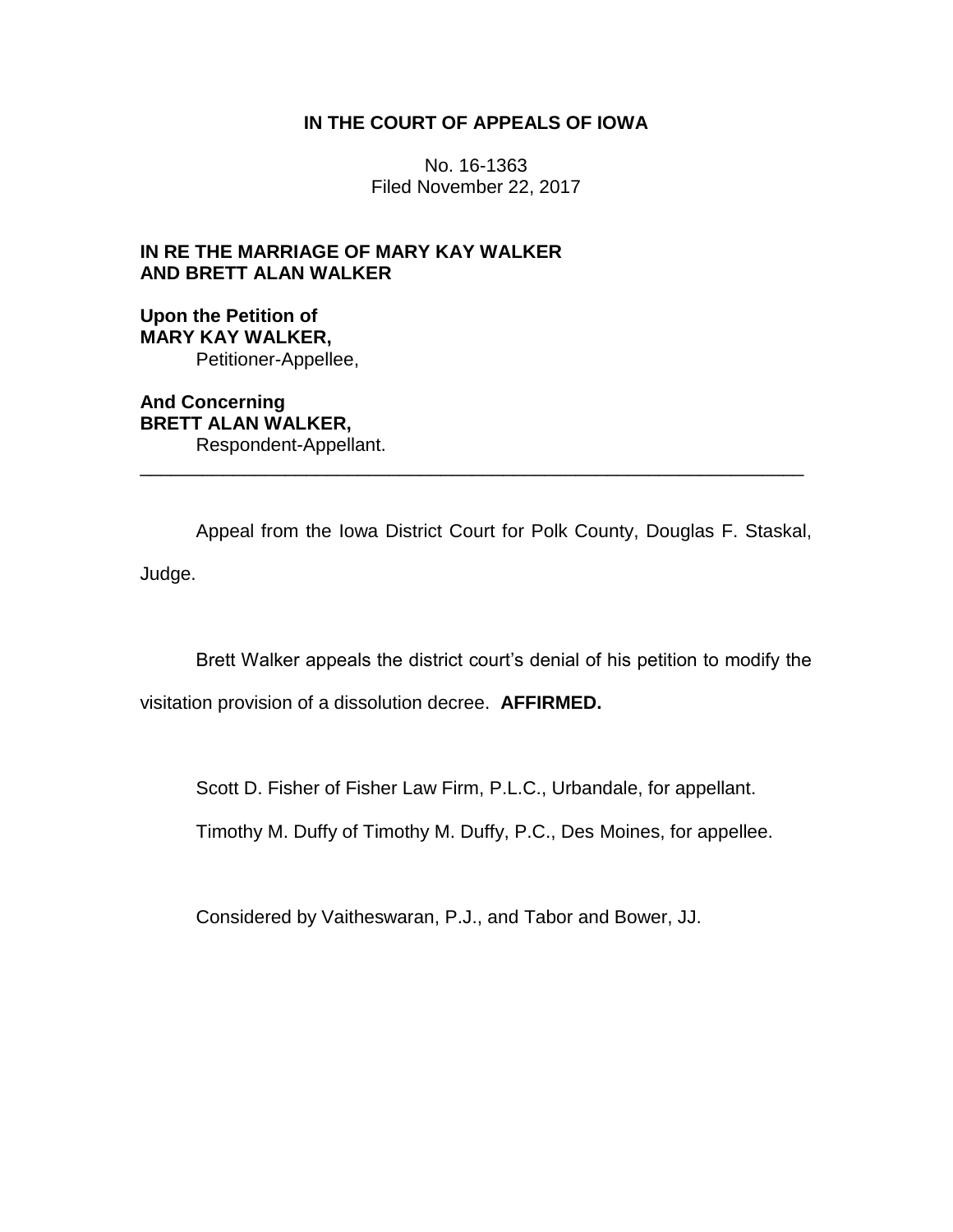**IN THE COURT OF APPEALS OF IOWA**

No. 16-1363
Filed November 22, 2017

**IN RE THE MARRIAGE OF MARY KAY WALKER AND BRETT ALAN WALKER**

**Upon the Petition of**
**MARY KAY WALKER,**
Petitioner-Appellee,

**And Concerning**
**BRETT ALAN WALKER,**
Respondent-Appellant.

---

Appeal from the Iowa District Court for Polk County, Douglas F. Staskal, Judge.

Brett Walker appeals the district court's denial of his petition to modify the visitation provision of a dissolution decree. **AFFIRMED.**

Scott D. Fisher of Fisher Law Firm, P.L.C., Urbandale, for appellant.

Timothy M. Duffy of Timothy M. Duffy, P.C., Des Moines, for appellee.

Considered by Vaitheswaran, P.J., and Tabor and Bower, JJ.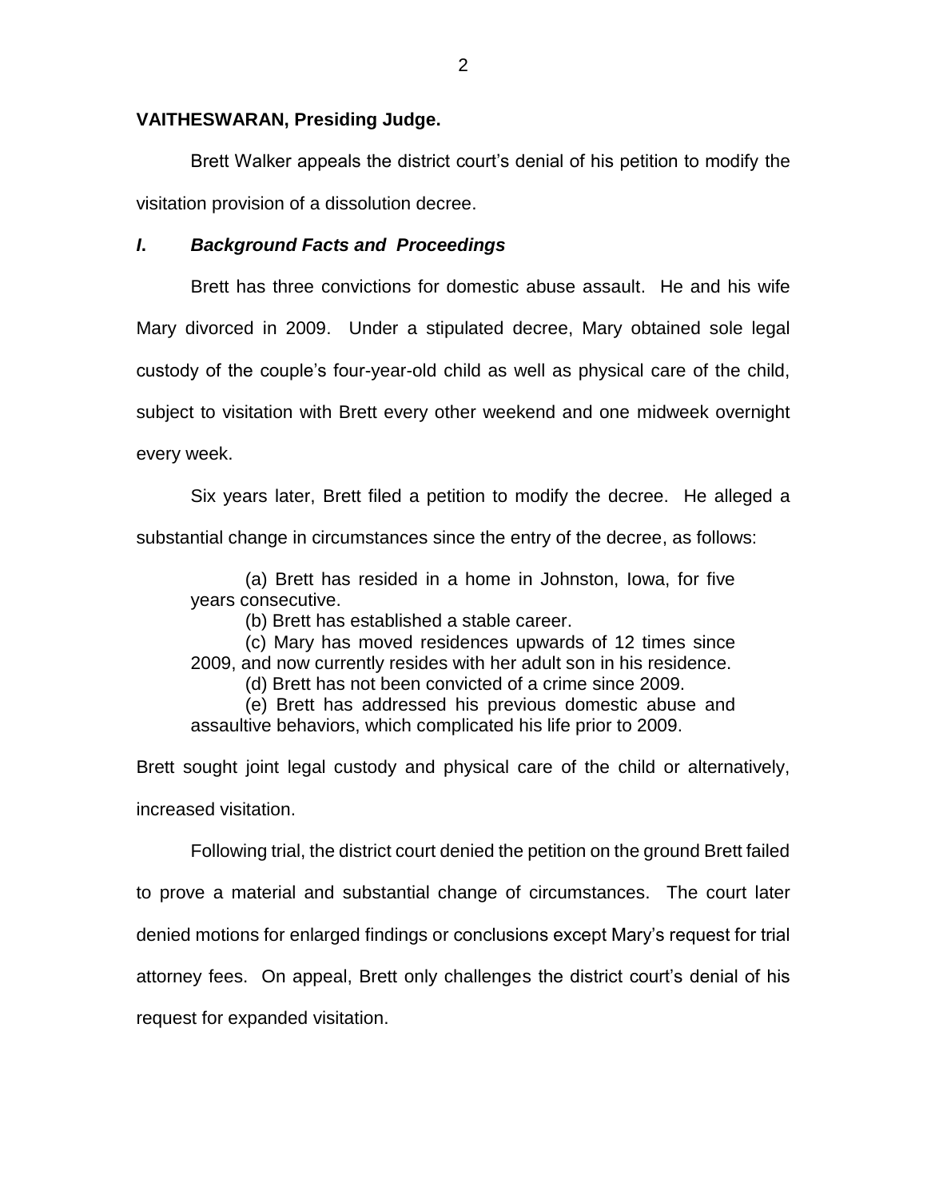**VAITHESWARAN, Presiding Judge.**

Brett Walker appeals the district court's denial of his petition to modify the visitation provision of a dissolution decree.

## *I. Background Facts and Proceedings*

Brett has three convictions for domestic abuse assault. He and his wife Mary divorced in 2009. Under a stipulated decree, Mary obtained sole legal custody of the couple's four-year-old child as well as physical care of the child, subject to visitation with Brett every other weekend and one midweek overnight every week.

Six years later, Brett filed a petition to modify the decree. He alleged a substantial change in circumstances since the entry of the decree, as follows:

> (a) Brett has resided in a home in Johnston, Iowa, for five years consecutive.
>
> (b) Brett has established a stable career.
>
> (c) Mary has moved residences upwards of 12 times since 2009, and now currently resides with her adult son in his residence.
>
> (d) Brett has not been convicted of a crime since 2009.
>
> (e) Brett has addressed his previous domestic abuse and assaultive behaviors, which complicated his life prior to 2009.

Brett sought joint legal custody and physical care of the child or alternatively, increased visitation.

Following trial, the district court denied the petition on the ground Brett failed to prove a material and substantial change of circumstances. The court later denied motions for enlarged findings or conclusions except Mary's request for trial attorney fees. On appeal, Brett only challenges the district court's denial of his request for expanded visitation.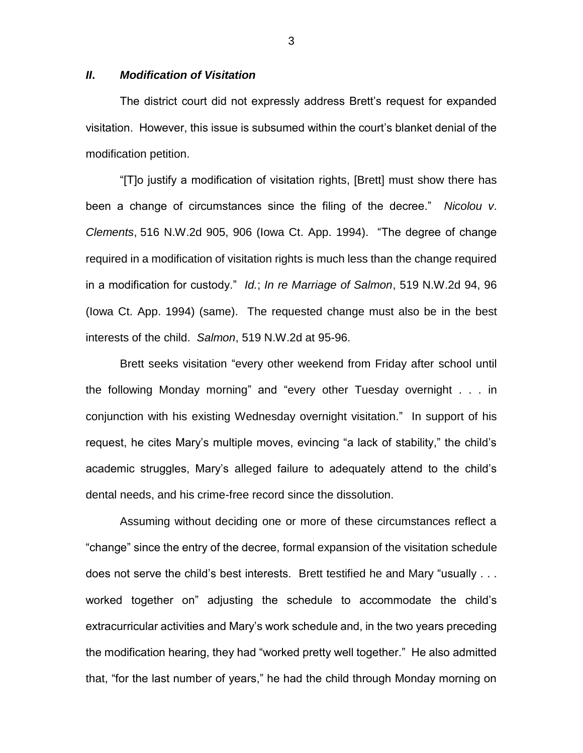### *II. Modification of Visitation*

The district court did not expressly address Brett's request for expanded visitation. However, this issue is subsumed within the court's blanket denial of the modification petition.

"[T]o justify a modification of visitation rights, [Brett] must show there has been a change of circumstances since the filing of the decree." *Nicolou v. Clements*, 516 N.W.2d 905, 906 (Iowa Ct. App. 1994). "The degree of change required in a modification of visitation rights is much less than the change required in a modification for custody." *Id.*; *In re Marriage of Salmon*, 519 N.W.2d 94, 96 (Iowa Ct. App. 1994) (same). The requested change must also be in the best interests of the child. *Salmon*, 519 N.W.2d at 95-96.

Brett seeks visitation "every other weekend from Friday after school until the following Monday morning" and "every other Tuesday overnight . . . in conjunction with his existing Wednesday overnight visitation." In support of his request, he cites Mary's multiple moves, evincing "a lack of stability," the child's academic struggles, Mary's alleged failure to adequately attend to the child's dental needs, and his crime-free record since the dissolution.

Assuming without deciding one or more of these circumstances reflect a "change" since the entry of the decree, formal expansion of the visitation schedule does not serve the child's best interests. Brett testified he and Mary "usually . . . worked together on" adjusting the schedule to accommodate the child's extracurricular activities and Mary's work schedule and, in the two years preceding the modification hearing, they had "worked pretty well together." He also admitted that, "for the last number of years," he had the child through Monday morning on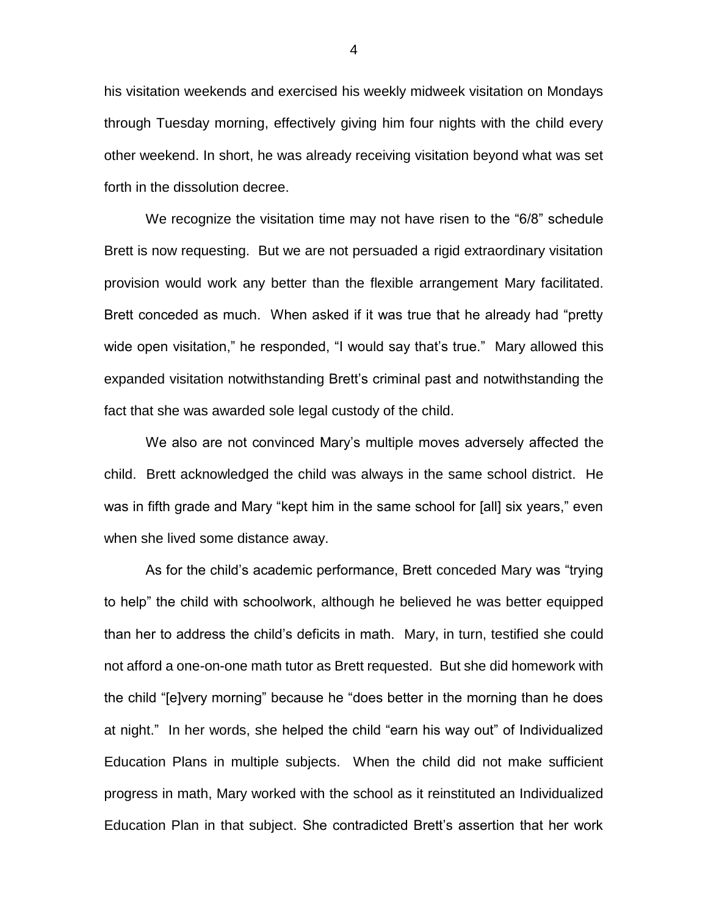his visitation weekends and exercised his weekly midweek visitation on Mondays through Tuesday morning, effectively giving him four nights with the child every other weekend. In short, he was already receiving visitation beyond what was set forth in the dissolution decree.

We recognize the visitation time may not have risen to the "6/8" schedule Brett is now requesting. But we are not persuaded a rigid extraordinary visitation provision would work any better than the flexible arrangement Mary facilitated. Brett conceded as much. When asked if it was true that he already had "pretty wide open visitation," he responded, "I would say that's true." Mary allowed this expanded visitation notwithstanding Brett's criminal past and notwithstanding the fact that she was awarded sole legal custody of the child.

We also are not convinced Mary's multiple moves adversely affected the child. Brett acknowledged the child was always in the same school district. He was in fifth grade and Mary "kept him in the same school for [all] six years," even when she lived some distance away.

As for the child's academic performance, Brett conceded Mary was "trying to help" the child with schoolwork, although he believed he was better equipped than her to address the child's deficits in math. Mary, in turn, testified she could not afford a one-on-one math tutor as Brett requested. But she did homework with the child "[e]very morning" because he "does better in the morning than he does at night." In her words, she helped the child "earn his way out" of Individualized Education Plans in multiple subjects. When the child did not make sufficient progress in math, Mary worked with the school as it reinstituted an Individualized Education Plan in that subject. She contradicted Brett's assertion that her work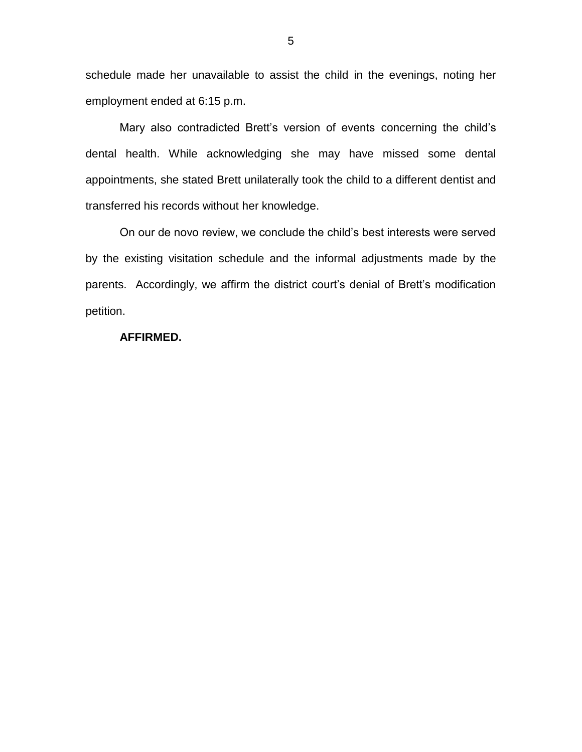schedule made her unavailable to assist the child in the evenings, noting her employment ended at 6:15 p.m.

Mary also contradicted Brett's version of events concerning the child's dental health. While acknowledging she may have missed some dental appointments, she stated Brett unilaterally took the child to a different dentist and transferred his records without her knowledge.

On our de novo review, we conclude the child's best interests were served by the existing visitation schedule and the informal adjustments made by the parents. Accordingly, we affirm the district court's denial of Brett's modification petition.

**AFFIRMED.**